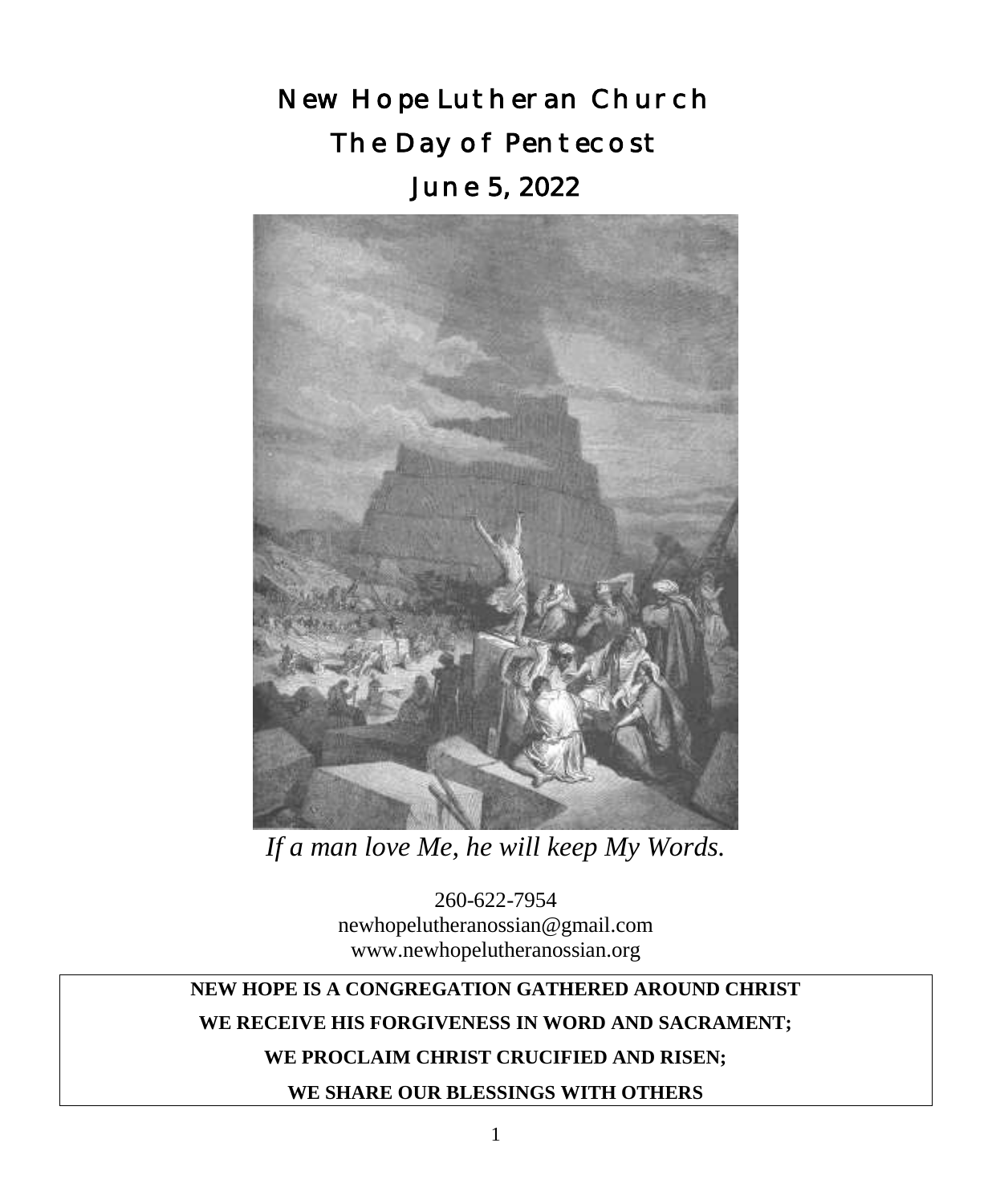# New Hope Lutheran Church

# The Day of Pentecost

# June 5, 2022

*If a man love Me, he will keep My Words.*

260-622-7954
newhopelutheranossian@gmail.com
www.newhopelutheranossian.org

**NEW HOPE IS A CONGREGATION GATHERED AROUND CHRIST**

**WE RECEIVE HIS FORGIVENESS IN WORD AND SACRAMENT;**

**WE PROCLAIM CHRIST CRUCIFIED AND RISEN;**

**WE SHARE OUR BLESSINGS WITH OTHERS**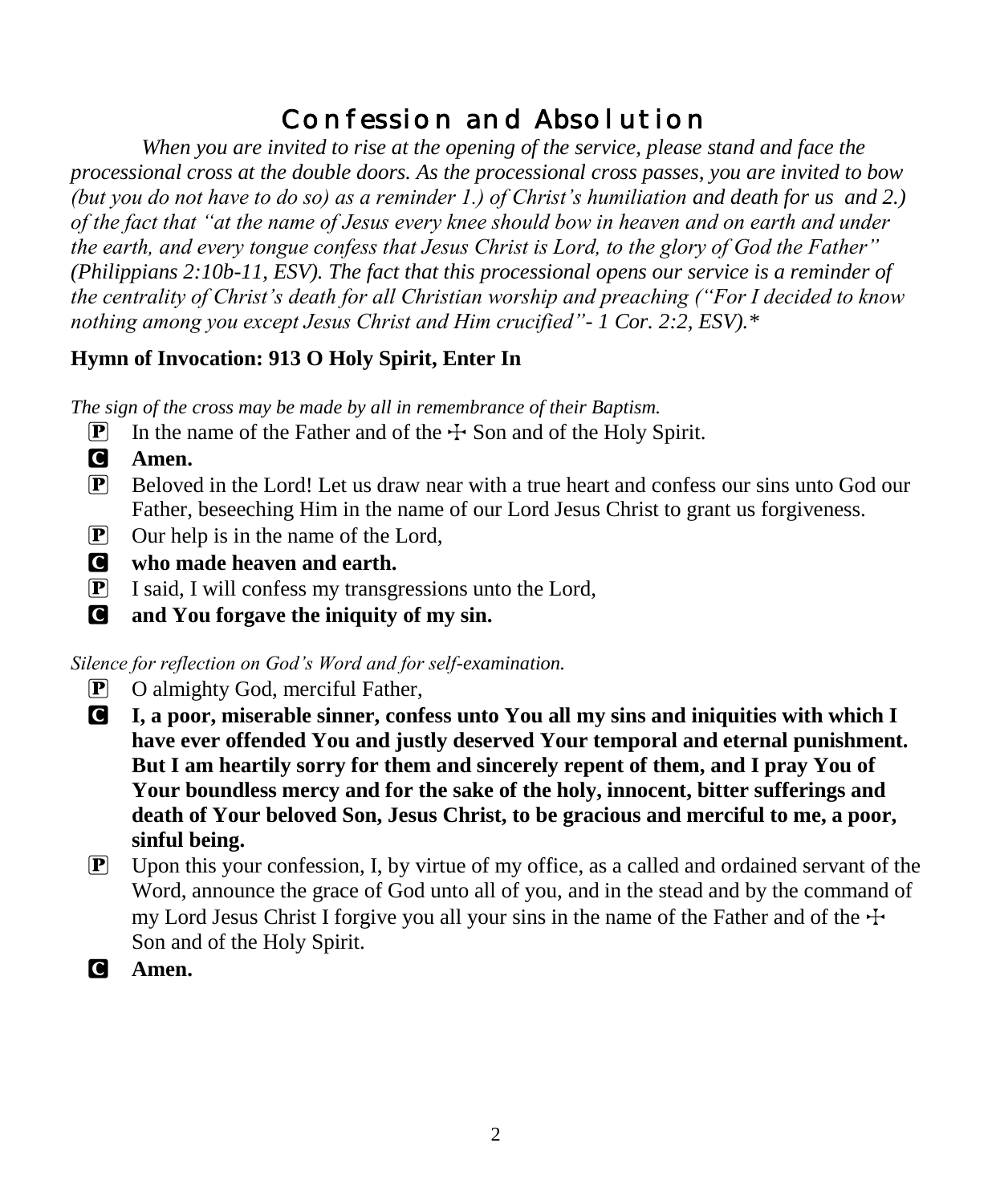# Confession and Absolution

*When you are invited to rise at the opening of the service, please stand and face the processional cross at the double doors. As the processional cross passes, you are invited to bow (but you do not have to do so) as a reminder 1.) of Christ's humiliation and death for us and 2.) of the fact that "at the name of Jesus every knee should bow in heaven and on earth and under the earth, and every tongue confess that Jesus Christ is Lord, to the glory of God the Father" (Philippians 2:10b-11, ESV). The fact that this processional opens our service is a reminder of the centrality of Christ's death for all Christian worship and preaching ("For I decided to know nothing among you except Jesus Christ and Him crucified"- 1 Cor. 2:2, ESV).**

**Hymn of Invocation: 913 O Holy Spirit, Enter In**

*The sign of the cross may be made by all in remembrance of their Baptism.*

P In the name of the Father and of the ☩ Son and of the Holy Spirit.

C **Amen.**

P Beloved in the Lord! Let us draw near with a true heart and confess our sins unto God our Father, beseeching Him in the name of our Lord Jesus Christ to grant us forgiveness.

P Our help is in the name of the Lord,

C **who made heaven and earth.**

P I said, I will confess my transgressions unto the Lord,

C **and You forgave the iniquity of my sin.**

*Silence for reflection on God's Word and for self-examination.*

P O almighty God, merciful Father,

C **I, a poor, miserable sinner, confess unto You all my sins and iniquities with which I have ever offended You and justly deserved Your temporal and eternal punishment. But I am heartily sorry for them and sincerely repent of them, and I pray You of Your boundless mercy and for the sake of the holy, innocent, bitter sufferings and death of Your beloved Son, Jesus Christ, to be gracious and merciful to me, a poor, sinful being.**

P Upon this your confession, I, by virtue of my office, as a called and ordained servant of the Word, announce the grace of God unto all of you, and in the stead and by the command of my Lord Jesus Christ I forgive you all your sins in the name of the Father and of the ☩ Son and of the Holy Spirit.

C **Amen.**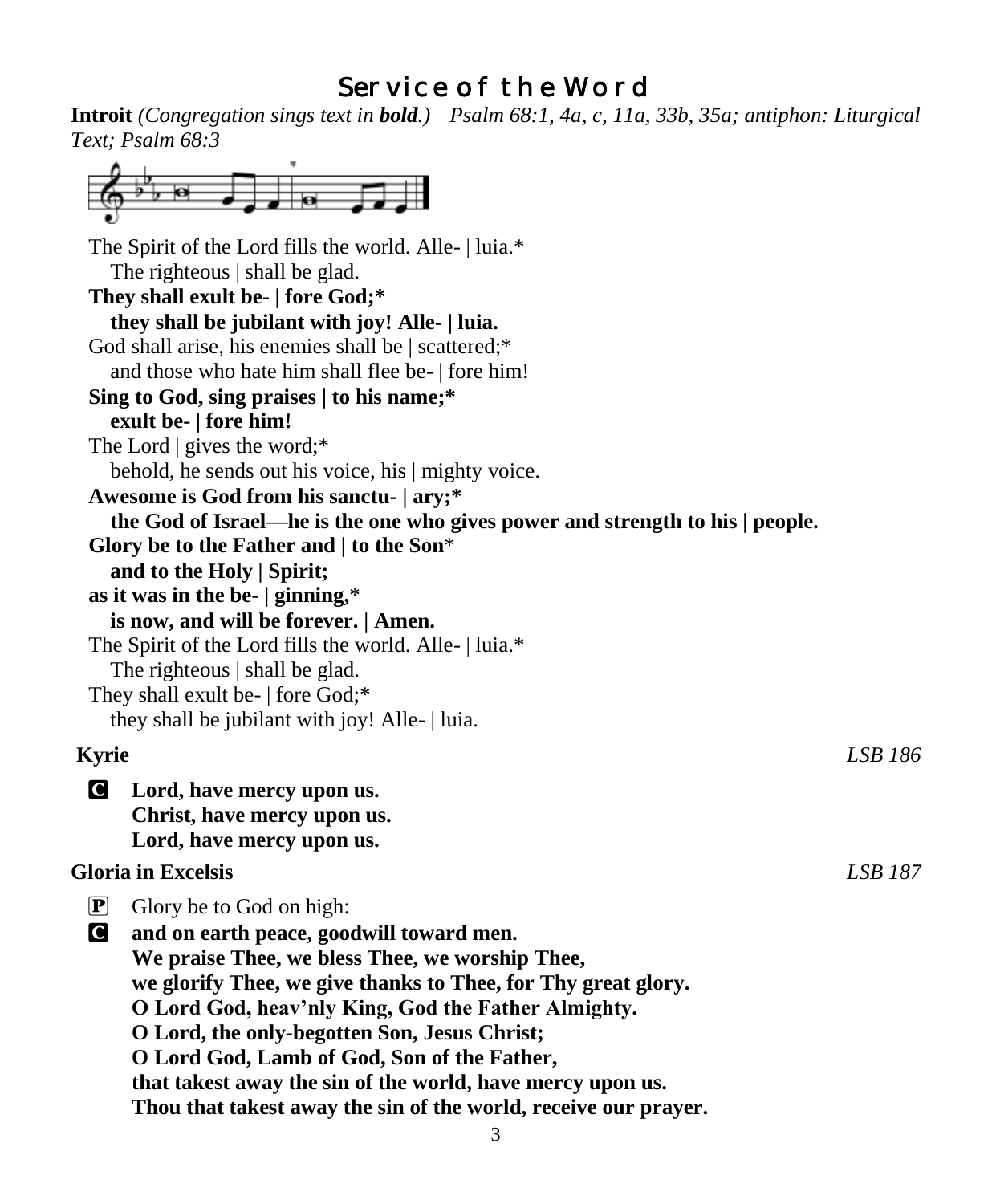# Service of the Word

**Introit** *(Congregation sings text in **bold**.)* *Psalm 68:1, 4a, c, 11a, 33b, 35a; antiphon: Liturgical Text; Psalm 68:3*

The Spirit of the Lord fills the world. Alle- | luia.*
 The righteous | shall be glad.
**They shall exult be- | fore God;***
 **they shall be jubilant with joy! Alle- | luia.**
God shall arise, his enemies shall be | scattered;*
 and those who hate him shall flee be- | fore him!
**Sing to God, sing praises | to his name;***
 **exult be- | fore him!**
The Lord | gives the word;*
 behold, he sends out his voice, his | mighty voice.
**Awesome is God from his sanctu- | ary;***
 **the God of Israel—he is the one who gives power and strength to his | people.**
**Glory be to the Father and | to the Son***
 **and to the Holy | Spirit;**
**as it was in the be- | ginning,***
 **is now, and will be forever. | Amen.**
The Spirit of the Lord fills the world. Alle- | luia.*
 The righteous | shall be glad.
They shall exult be- | fore God;*
 they shall be jubilant with joy! Alle- | luia.

**Kyrie** *LSB 186*

C **Lord, have mercy upon us.**
 **Christ, have mercy upon us.**
 **Lord, have mercy upon us.**

**Gloria in Excelsis** *LSB 187*

P Glory be to God on high:
C **and on earth peace, goodwill toward men.**
 **We praise Thee, we bless Thee, we worship Thee,**
 **we glorify Thee, we give thanks to Thee, for Thy great glory.**
 **O Lord God, heav'nly King, God the Father Almighty.**
 **O Lord, the only-begotten Son, Jesus Christ;**
 **O Lord God, Lamb of God, Son of the Father,**
 **that takest away the sin of the world, have mercy upon us.**
 **Thou that takest away the sin of the world, receive our prayer.**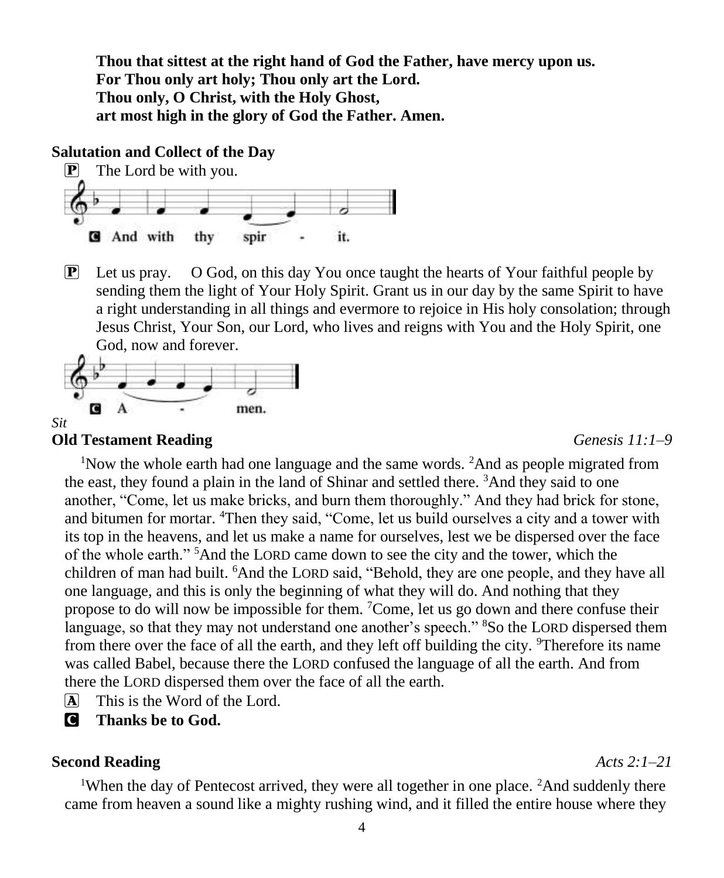**Thou that sittest at the right hand of God the Father, have mercy upon us.**
**For Thou only art holy; Thou only art the Lord.**
**Thou only, O Christ, with the Holy Ghost,**
**art most high in the glory of God the Father. Amen.**

**Salutation and Collect of the Day**

P The Lord be with you.

C And with thy spir - it.

P Let us pray. O God, on this day You once taught the hearts of Your faithful people by sending them the light of Your Holy Spirit. Grant us in our day by the same Spirit to have a right understanding in all things and evermore to rejoice in His holy consolation; through Jesus Christ, Your Son, our Lord, who lives and reigns with You and the Holy Spirit, one God, now and forever.

C A - men.

*Sit*

**Old Testament Reading** *Genesis 11:1–9*

[1]Now the whole earth had one language and the same words. [2]And as people migrated from the east, they found a plain in the land of Shinar and settled there. [3]And they said to one another, "Come, let us make bricks, and burn them thoroughly." And they had brick for stone, and bitumen for mortar. [4]Then they said, "Come, let us build ourselves a city and a tower with its top in the heavens, and let us make a name for ourselves, lest we be dispersed over the face of the whole earth." [5]And the LORD came down to see the city and the tower, which the children of man had built. [6]And the LORD said, "Behold, they are one people, and they have all one language, and this is only the beginning of what they will do. And nothing that they propose to do will now be impossible for them. [7]Come, let us go down and there confuse their language, so that they may not understand one another's speech." [8]So the LORD dispersed them from there over the face of all the earth, and they left off building the city. [9]Therefore its name was called Babel, because there the LORD confused the language of all the earth. And from there the LORD dispersed them over the face of all the earth.

A This is the Word of the Lord.

C **Thanks be to God.**

**Second Reading** *Acts 2:1–21*

[1]When the day of Pentecost arrived, they were all together in one place. [2]And suddenly there came from heaven a sound like a mighty rushing wind, and it filled the entire house where they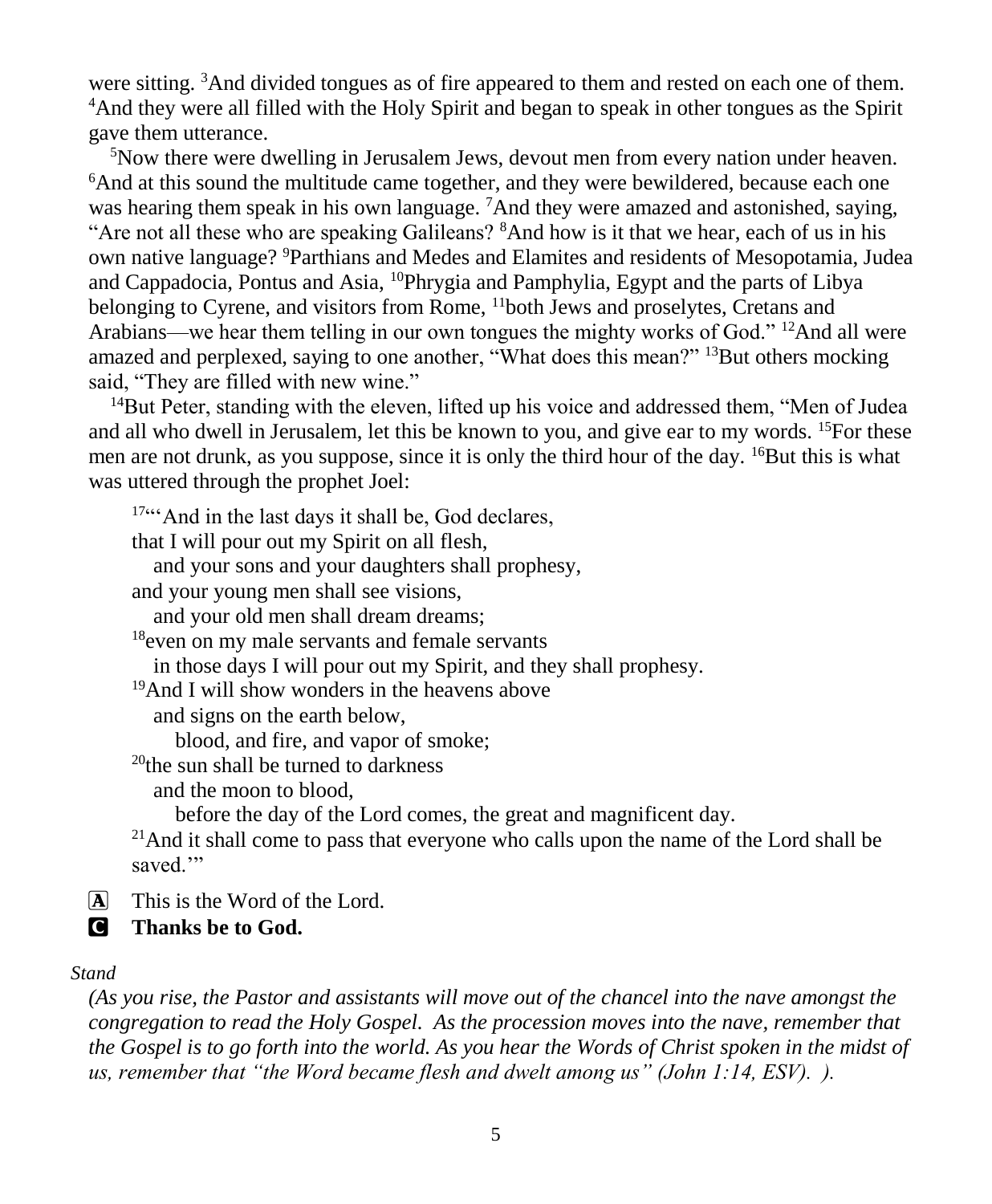were sitting. [3]And divided tongues as of fire appeared to them and rested on each one of them. [4]And they were all filled with the Holy Spirit and began to speak in other tongues as the Spirit gave them utterance.

[5]Now there were dwelling in Jerusalem Jews, devout men from every nation under heaven. [6]And at this sound the multitude came together, and they were bewildered, because each one was hearing them speak in his own language. [7]And they were amazed and astonished, saying, "Are not all these who are speaking Galileans? [8]And how is it that we hear, each of us in his own native language? [9]Parthians and Medes and Elamites and residents of Mesopotamia, Judea and Cappadocia, Pontus and Asia, [10]Phrygia and Pamphylia, Egypt and the parts of Libya belonging to Cyrene, and visitors from Rome, [11]both Jews and proselytes, Cretans and Arabians—we hear them telling in our own tongues the mighty works of God." [12]And all were amazed and perplexed, saying to one another, "What does this mean?" [13]But others mocking said, "They are filled with new wine."

[14]But Peter, standing with the eleven, lifted up his voice and addressed them, "Men of Judea and all who dwell in Jerusalem, let this be known to you, and give ear to my words. [15]For these men are not drunk, as you suppose, since it is only the third hour of the day. [16]But this is what was uttered through the prophet Joel:

> [17]"'And in the last days it shall be, God declares,
> that I will pour out my Spirit on all flesh,
> and your sons and your daughters shall prophesy,
> and your young men shall see visions,
> and your old men shall dream dreams;
> [18]even on my male servants and female servants
> in those days I will pour out my Spirit, and they shall prophesy.
> [19]And I will show wonders in the heavens above
> and signs on the earth below,
> blood, and fire, and vapor of smoke;
> [20]the sun shall be turned to darkness
> and the moon to blood,
> before the day of the Lord comes, the great and magnificent day.
> [21]And it shall come to pass that everyone who calls upon the name of the Lord shall be saved.'"

A This is the Word of the Lord.

C **Thanks be to God.**

*Stand*

*(As you rise, the Pastor and assistants will move out of the chancel into the nave amongst the congregation to read the Holy Gospel. As the procession moves into the nave, remember that the Gospel is to go forth into the world. As you hear the Words of Christ spoken in the midst of us, remember that "the Word became flesh and dwelt among us" (John 1:14, ESV). ).*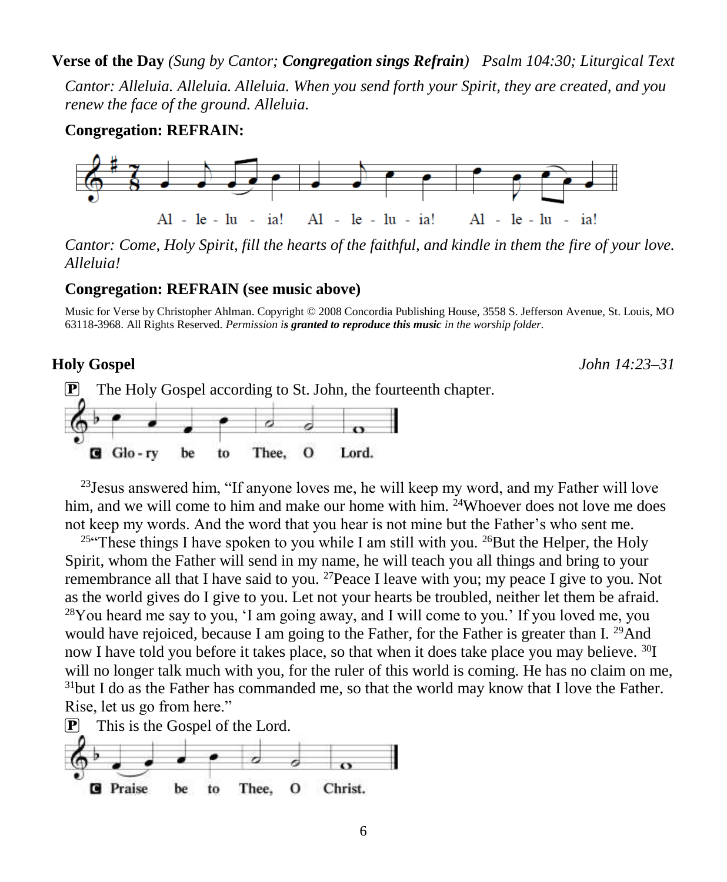**Verse of the Day** *(Sung by Cantor;* ***Congregation sings Refrain****)* *Psalm 104:30; Liturgical Text*

*Cantor: Alleluia. Alleluia. Alleluia. When you send forth your Spirit, they are created, and you renew the face of the ground. Alleluia.*

**Congregation: REFRAIN:**

Al - le - lu - ia! Al - le - lu - ia! Al - le - lu - ia!

*Cantor: Come, Holy Spirit, fill the hearts of the faithful, and kindle in them the fire of your love. Alleluia!*

**Congregation: REFRAIN (see music above)**

Music for Verse by Christopher Ahlman. Copyright © 2008 Concordia Publishing House, 3558 S. Jefferson Avenue, St. Louis, MO 63118-3968. All Rights Reserved. *Permission i**s granted to reproduce this music** in the worship folder.*

**Holy Gospel** *John 14:23–31*

P The Holy Gospel according to St. John, the fourteenth chapter.

C Glo - ry be to Thee, O Lord.

[23]Jesus answered him, "If anyone loves me, he will keep my word, and my Father will love him, and we will come to him and make our home with him. [24]Whoever does not love me does not keep my words. And the word that you hear is not mine but the Father's who sent me.

[25]"These things I have spoken to you while I am still with you. [26]But the Helper, the Holy Spirit, whom the Father will send in my name, he will teach you all things and bring to your remembrance all that I have said to you. [27]Peace I leave with you; my peace I give to you. Not as the world gives do I give to you. Let not your hearts be troubled, neither let them be afraid. [28]You heard me say to you, 'I am going away, and I will come to you.' If you loved me, you would have rejoiced, because I am going to the Father, for the Father is greater than I. [29]And now I have told you before it takes place, so that when it does take place you may believe. [30]I will no longer talk much with you, for the ruler of this world is coming. He has no claim on me, [31]but I do as the Father has commanded me, so that the world may know that I love the Father. Rise, let us go from here."

P This is the Gospel of the Lord.

C Praise be to Thee, O Christ.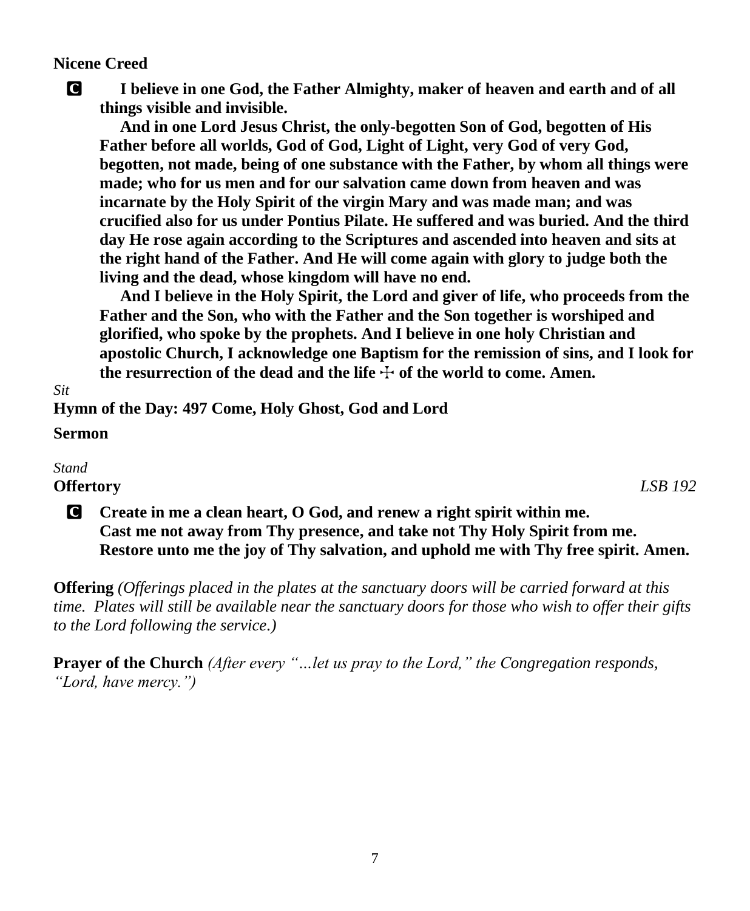**Nicene Creed**

**C** **I believe in one God, the Father Almighty, maker of heaven and earth and of all things visible and invisible.**

**And in one Lord Jesus Christ, the only-begotten Son of God, begotten of His Father before all worlds, God of God, Light of Light, very God of very God, begotten, not made, being of one substance with the Father, by whom all things were made; who for us men and for our salvation came down from heaven and was incarnate by the Holy Spirit of the virgin Mary and was made man; and was crucified also for us under Pontius Pilate. He suffered and was buried. And the third day He rose again according to the Scriptures and ascended into heaven and sits at the right hand of the Father. And He will come again with glory to judge both the living and the dead, whose kingdom will have no end.**

**And I believe in the Holy Spirit, the Lord and giver of life, who proceeds from the Father and the Son, who with the Father and the Son together is worshiped and glorified, who spoke by the prophets. And I believe in one holy Christian and apostolic Church, I acknowledge one Baptism for the remission of sins, and I look for the resurrection of the dead and the life ☩ of the world to come. Amen.**

*Sit*

**Hymn of the Day: 497 Come, Holy Ghost, God and Lord**

**Sermon**

*Stand*

**Offertory** *LSB 192*

**C** **Create in me a clean heart, O God, and renew a right spirit within me.**
**Cast me not away from Thy presence, and take not Thy Holy Spirit from me.**
**Restore unto me the joy of Thy salvation, and uphold me with Thy free spirit. Amen.**

**Offering** *(Offerings placed in the plates at the sanctuary doors will be carried forward at this time. Plates will still be available near the sanctuary doors for those who wish to offer their gifts to the Lord following the service.)*

**Prayer of the Church** *(After every "…let us pray to the Lord," the Congregation responds, "Lord, have mercy.")*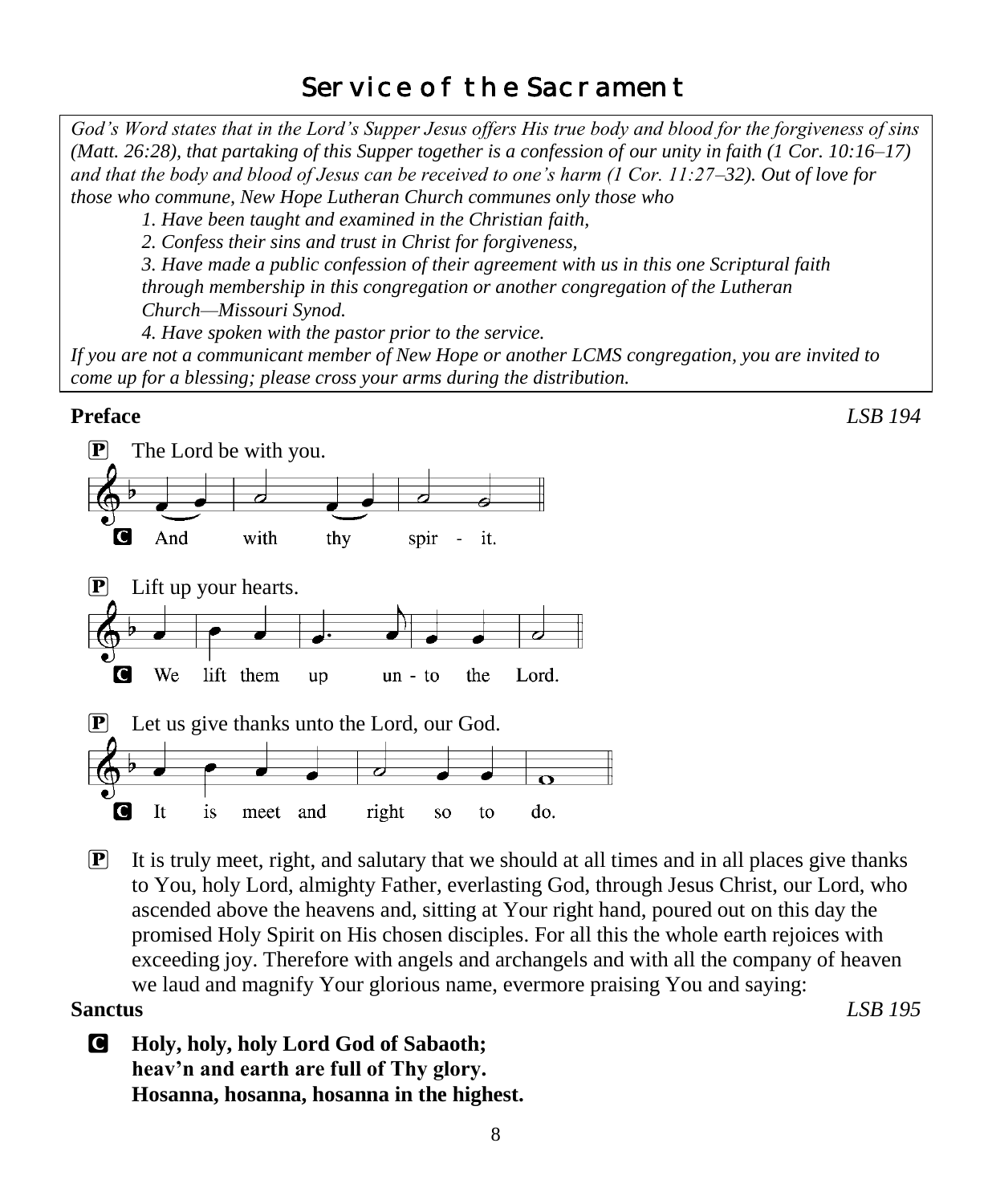# Service of the Sacrament

*God's Word states that in the Lord's Supper Jesus offers His true body and blood for the forgiveness of sins (Matt. 26:28), that partaking of this Supper together is a confession of our unity in faith (1 Cor. 10:16–17) and that the body and blood of Jesus can be received to one's harm (1 Cor. 11:27–32). Out of love for those who commune, New Hope Lutheran Church communes only those who*

*1. Have been taught and examined in the Christian faith,*
*2. Confess their sins and trust in Christ for forgiveness,*
*3. Have made a public confession of their agreement with us in this one Scriptural faith through membership in this congregation or another congregation of the Lutheran Church—Missouri Synod.*
*4. Have spoken with the pastor prior to the service.*

*If you are not a communicant member of New Hope or another LCMS congregation, you are invited to come up for a blessing; please cross your arms during the distribution.*

**Preface** *LSB 194*

P The Lord be with you.

C And with thy spir - it.

P Lift up your hearts.

C We lift them up un - to the Lord.

P Let us give thanks unto the Lord, our God.

C It is meet and right so to do.

P It is truly meet, right, and salutary that we should at all times and in all places give thanks to You, holy Lord, almighty Father, everlasting God, through Jesus Christ, our Lord, who ascended above the heavens and, sitting at Your right hand, poured out on this day the promised Holy Spirit on His chosen disciples. For all this the whole earth rejoices with exceeding joy. Therefore with angels and archangels and with all the company of heaven we laud and magnify Your glorious name, evermore praising You and saying:

**Sanctus** *LSB 195*

C **Holy, holy, holy Lord God of Sabaoth;**
**heav'n and earth are full of Thy glory.**
**Hosanna, hosanna, hosanna in the highest.**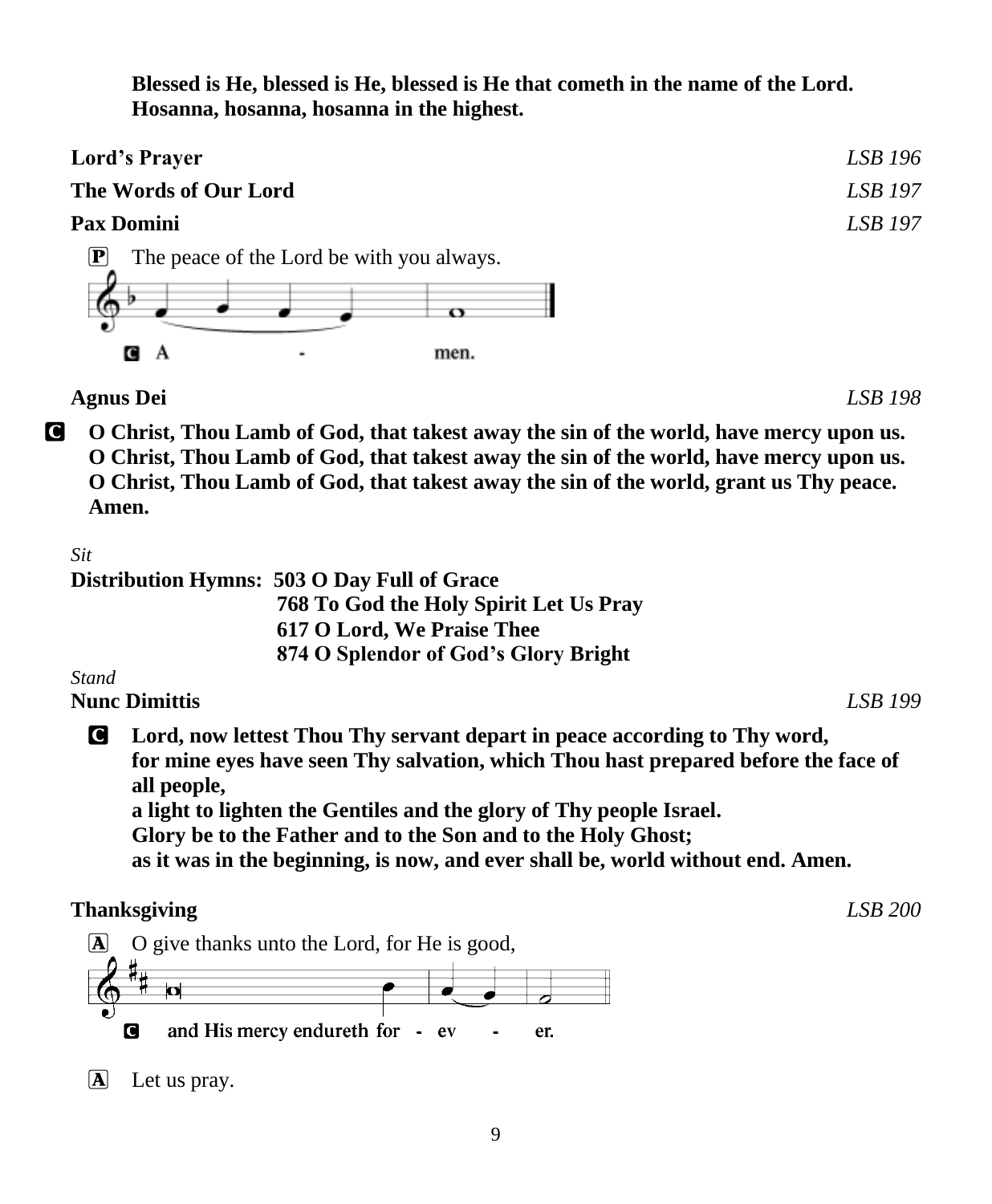**Blessed is He, blessed is He, blessed is He that cometh in the name of the Lord. Hosanna, hosanna, hosanna in the highest.**

**Lord's Prayer** *LSB 196*

**The Words of Our Lord** *LSB 197*

**Pax Domini** *LSB 197*

P The peace of the Lord be with you always.

C A - men.

**Agnus Dei** *LSB 198*

C **O Christ, Thou Lamb of God, that takest away the sin of the world, have mercy upon us. O Christ, Thou Lamb of God, that takest away the sin of the world, have mercy upon us. O Christ, Thou Lamb of God, that takest away the sin of the world, grant us Thy peace. Amen.**

*Sit*

**Distribution Hymns: 503 O Day Full of Grace**
**768 To God the Holy Spirit Let Us Pray**
**617 O Lord, We Praise Thee**
**874 O Splendor of God's Glory Bright**

*Stand*

**Nunc Dimittis** *LSB 199*

C **Lord, now lettest Thou Thy servant depart in peace according to Thy word,**
**for mine eyes have seen Thy salvation, which Thou hast prepared before the face of all people,**
**a light to lighten the Gentiles and the glory of Thy people Israel.**
**Glory be to the Father and to the Son and to the Holy Ghost;**
**as it was in the beginning, is now, and ever shall be, world without end. Amen.**

**Thanksgiving** *LSB 200*

A O give thanks unto the Lord, for He is good,

C and His mercy endureth for - ev - er.

A Let us pray.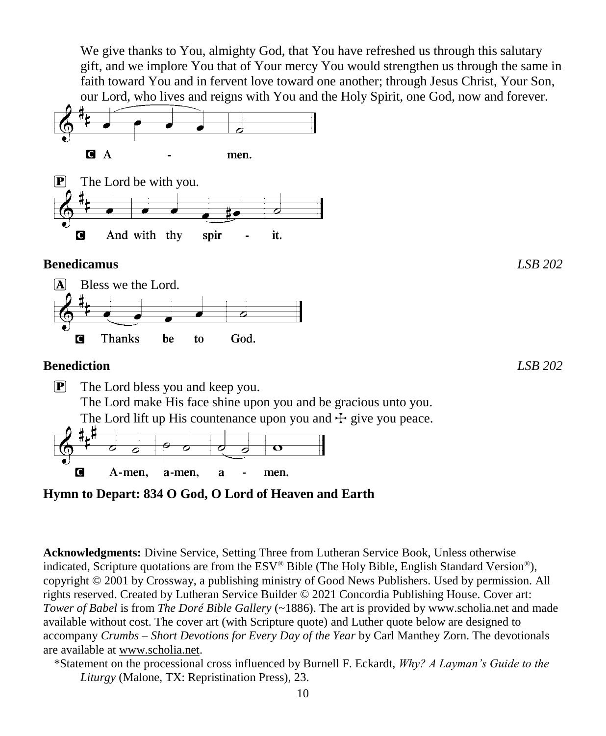We give thanks to You, almighty God, that You have refreshed us through this salutary gift, and we implore You that of Your mercy You would strengthen us through the same in faith toward You and in fervent love toward one another; through Jesus Christ, Your Son, our Lord, who lives and reigns with You and the Holy Spirit, one God, now and forever.

**C** A - men.

**P** The Lord be with you.

**C** And with thy spir - it.

**Benedicamus** *LSB 202*

**A** Bless we the Lord.

**C** Thanks be to God.

**Benediction** *LSB 202*

**P** The Lord bless you and keep you.
The Lord make His face shine upon you and be gracious unto you.
The Lord lift up His countenance upon you and ☩ give you peace.

**C** A-men, a-men, a - men.

**Hymn to Depart: 834 O God, O Lord of Heaven and Earth**

**Acknowledgments:** Divine Service, Setting Three from Lutheran Service Book, Unless otherwise indicated, Scripture quotations are from the ESV® Bible (The Holy Bible, English Standard Version®), copyright © 2001 by Crossway, a publishing ministry of Good News Publishers. Used by permission. All rights reserved. Created by Lutheran Service Builder © 2021 Concordia Publishing House. Cover art: *Tower of Babel* is from *The Doré Bible Gallery* (~1886). The art is provided by www.scholia.net and made available without cost. The cover art (with Scripture quote) and Luther quote below are designed to accompany *Crumbs – Short Devotions for Every Day of the Year* by Carl Manthey Zorn. The devotionals are available at www.scholia.net.

*Statement on the processional cross influenced by Burnell F. Eckardt, *Why? A Layman's Guide to the Liturgy* (Malone, TX: Repristination Press), 23.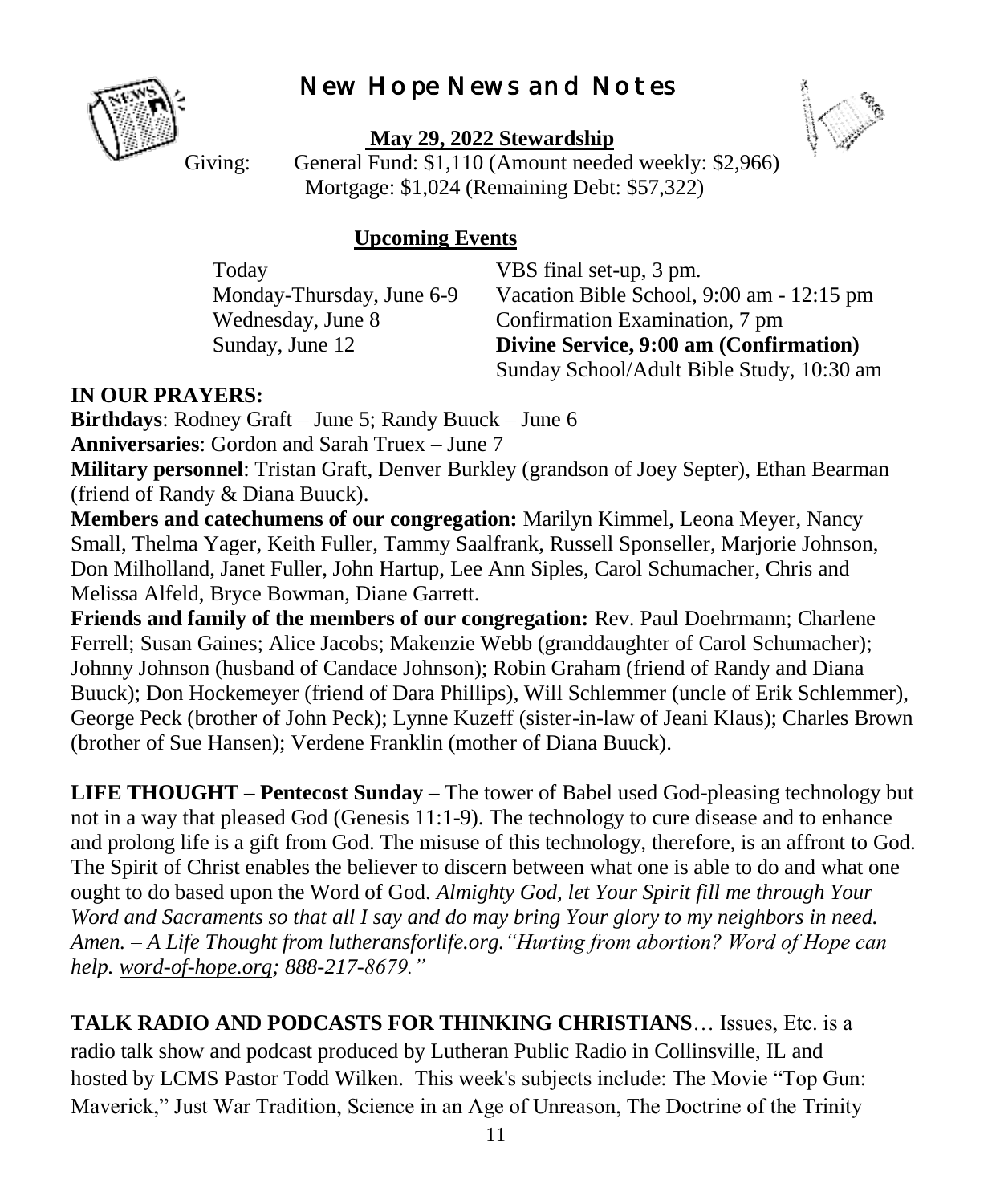# New Hope News and Notes

**May 29, 2022 Stewardship**

Giving: General Fund: $1,110 (Amount needed weekly: $2,966)
Mortgage: $1,024 (Remaining Debt: $57,322)

**Upcoming Events**

| | |
|---|---|
| Today | VBS final set-up, 3 pm. |
| Monday-Thursday, June 6-9 | Vacation Bible School, 9:00 am - 12:15 pm |
| Wednesday, June 8 | Confirmation Examination, 7 pm |
| Sunday, June 12 | **Divine Service, 9:00 am (Confirmation)** |
| | Sunday School/Adult Bible Study, 10:30 am |

**IN OUR PRAYERS:**

**Birthdays**: Rodney Graft – June 5; Randy Buuck – June 6

**Anniversaries**: Gordon and Sarah Truex – June 7

**Military personnel**: Tristan Graft, Denver Burkley (grandson of Joey Septer), Ethan Bearman (friend of Randy & Diana Buuck).

**Members and catechumens of our congregation:** Marilyn Kimmel, Leona Meyer, Nancy Small, Thelma Yager, Keith Fuller, Tammy Saalfrank, Russell Sponseller, Marjorie Johnson, Don Milholland, Janet Fuller, John Hartup, Lee Ann Siples, Carol Schumacher, Chris and Melissa Alfeld, Bryce Bowman, Diane Garrett.

**Friends and family of the members of our congregation:** Rev. Paul Doehrmann; Charlene Ferrell; Susan Gaines; Alice Jacobs; Makenzie Webb (granddaughter of Carol Schumacher); Johnny Johnson (husband of Candace Johnson); Robin Graham (friend of Randy and Diana Buuck); Don Hockemeyer (friend of Dara Phillips), Will Schlemmer (uncle of Erik Schlemmer), George Peck (brother of John Peck); Lynne Kuzeff (sister-in-law of Jeani Klaus); Charles Brown (brother of Sue Hansen); Verdene Franklin (mother of Diana Buuck).

**LIFE THOUGHT – Pentecost Sunday –** The tower of Babel used God-pleasing technology but not in a way that pleased God (Genesis 11:1-9). The technology to cure disease and to enhance and prolong life is a gift from God. The misuse of this technology, therefore, is an affront to God. The Spirit of Christ enables the believer to discern between what one is able to do and what one ought to do based upon the Word of God. *Almighty God, let Your Spirit fill me through Your Word and Sacraments so that all I say and do may bring Your glory to my neighbors in need. Amen. – A Life Thought from lutheransforlife.org."Hurting from abortion? Word of Hope can help. word-of-hope.org; 888-217-8679."*

**TALK RADIO AND PODCASTS FOR THINKING CHRISTIANS**… Issues, Etc. is a radio talk show and podcast produced by Lutheran Public Radio in Collinsville, IL and hosted by LCMS Pastor Todd Wilken. This week's subjects include: The Movie "Top Gun: Maverick," Just War Tradition, Science in an Age of Unreason, The Doctrine of the Trinity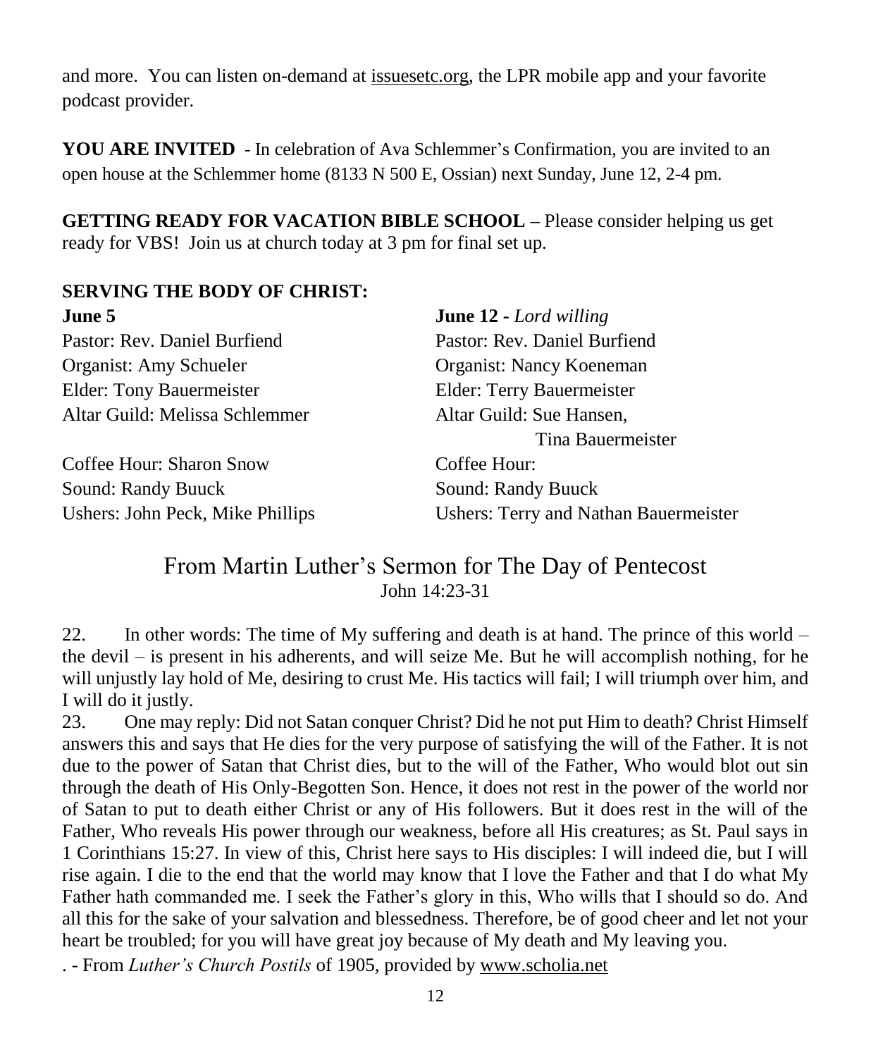and more. You can listen on-demand at issuesetc.org, the LPR mobile app and your favorite podcast provider.

**YOU ARE INVITED** - In celebration of Ava Schlemmer's Confirmation, you are invited to an open house at the Schlemmer home (8133 N 500 E, Ossian) next Sunday, June 12, 2-4 pm.

**GETTING READY FOR VACATION BIBLE SCHOOL –** Please consider helping us get ready for VBS! Join us at church today at 3 pm for final set up.

**SERVING THE BODY OF CHRIST:**

**June 5**

Pastor: Rev. Daniel Burfiend
Organist: Amy Schueler
Elder: Tony Bauermeister
Altar Guild: Melissa Schlemmer

Coffee Hour: Sharon Snow
Sound: Randy Buuck
Ushers: John Peck, Mike Phillips

**June 12 -** *Lord willing*

Pastor: Rev. Daniel Burfiend
Organist: Nancy Koeneman
Elder: Terry Bauermeister
Altar Guild: Sue Hansen,
Tina Bauermeister
Coffee Hour:
Sound: Randy Buuck
Ushers: Terry and Nathan Bauermeister

## From Martin Luther's Sermon for The Day of Pentecost

John 14:23-31

22. In other words: The time of My suffering and death is at hand. The prince of this world – the devil – is present in his adherents, and will seize Me. But he will accomplish nothing, for he will unjustly lay hold of Me, desiring to crust Me. His tactics will fail; I will triumph over him, and I will do it justly.

23. One may reply: Did not Satan conquer Christ? Did he not put Him to death? Christ Himself answers this and says that He dies for the very purpose of satisfying the will of the Father. It is not due to the power of Satan that Christ dies, but to the will of the Father, Who would blot out sin through the death of His Only-Begotten Son. Hence, it does not rest in the power of the world nor of Satan to put to death either Christ or any of His followers. But it does rest in the will of the Father, Who reveals His power through our weakness, before all His creatures; as St. Paul says in 1 Corinthians 15:27. In view of this, Christ here says to His disciples: I will indeed die, but I will rise again. I die to the end that the world may know that I love the Father and that I do what My Father hath commanded me. I seek the Father's glory in this, Who wills that I should so do. And all this for the sake of your salvation and blessedness. Therefore, be of good cheer and let not your heart be troubled; for you will have great joy because of My death and My leaving you.

. - From *Luther's Church Postils* of 1905, provided by www.scholia.net